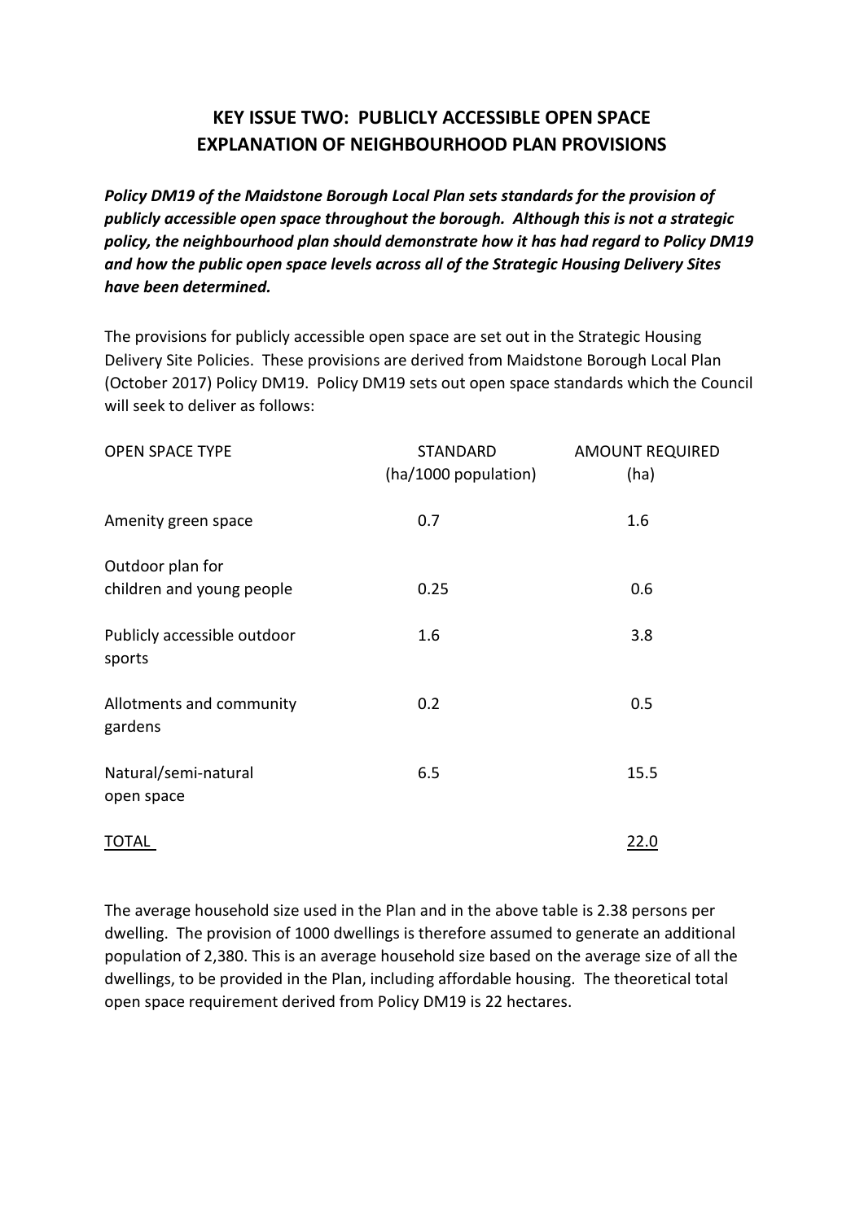## KEY ISSUE TWO: PUBLICLY ACCESSIBLE OPEN SPACE EXPLANATION OF NEIGHBOURHOOD PLAN PROVISIONS

***Policy DM19 of the Maidstone Borough Local Plan sets standards for the provision of publicly accessible open space throughout the borough. Although this is not a strategic policy, the neighbourhood plan should demonstrate how it has had regard to Policy DM19 and how the public open space levels across all of the Strategic Housing Delivery Sites have been determined.***

The provisions for publicly accessible open space are set out in the Strategic Housing Delivery Site Policies. These provisions are derived from Maidstone Borough Local Plan (October 2017) Policy DM19. Policy DM19 sets out open space standards which the Council will seek to deliver as follows:

| OPEN SPACE TYPE | STANDARD (ha/1000 population) | AMOUNT REQUIRED (ha) |
|---|---|---|
| Amenity green space | 0.7 | 1.6 |
| Outdoor plan for children and young people | 0.25 | 0.6 |
| Publicly accessible outdoor sports | 1.6 | 3.8 |
| Allotments and community gardens | 0.2 | 0.5 |
| Natural/semi-natural open space | 6.5 | 15.5 |
| <u>TOTAL</u> | | <u>22.0</u> |

The average household size used in the Plan and in the above table is 2.38 persons per dwelling. The provision of 1000 dwellings is therefore assumed to generate an additional population of 2,380. This is an average household size based on the average size of all the dwellings, to be provided in the Plan, including affordable housing. The theoretical total open space requirement derived from Policy DM19 is 22 hectares.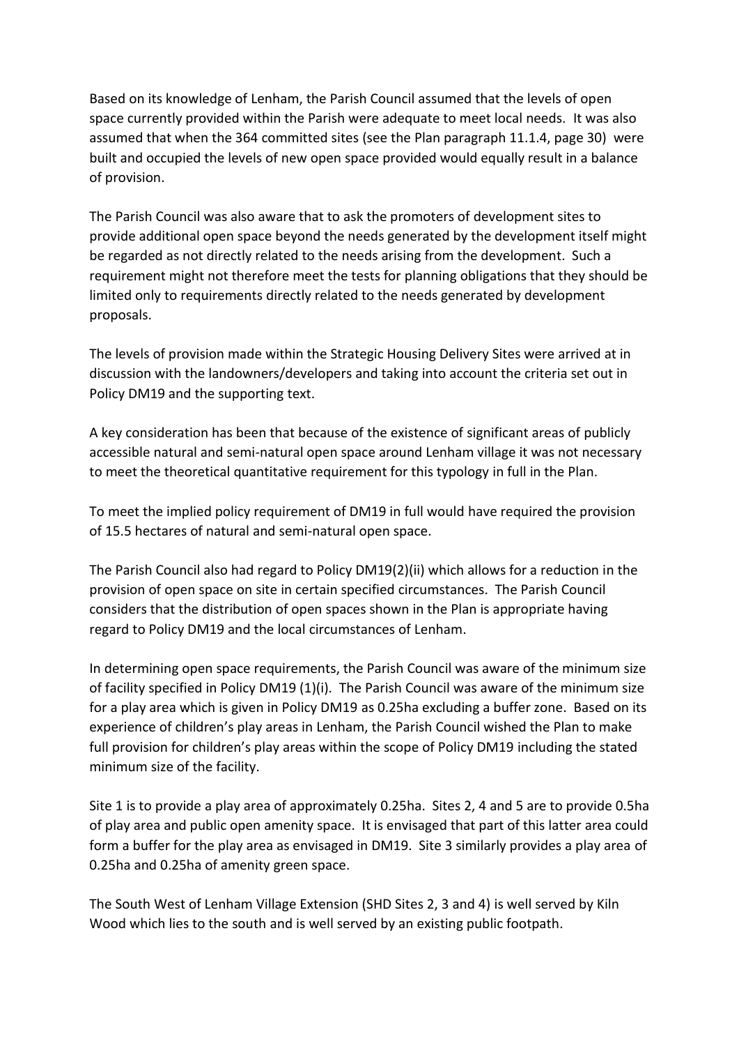Based on its knowledge of Lenham, the Parish Council assumed that the levels of open space currently provided within the Parish were adequate to meet local needs. It was also assumed that when the 364 committed sites (see the Plan paragraph 11.1.4, page 30) were built and occupied the levels of new open space provided would equally result in a balance of provision.

The Parish Council was also aware that to ask the promoters of development sites to provide additional open space beyond the needs generated by the development itself might be regarded as not directly related to the needs arising from the development. Such a requirement might not therefore meet the tests for planning obligations that they should be limited only to requirements directly related to the needs generated by development proposals.

The levels of provision made within the Strategic Housing Delivery Sites were arrived at in discussion with the landowners/developers and taking into account the criteria set out in Policy DM19 and the supporting text.

A key consideration has been that because of the existence of significant areas of publicly accessible natural and semi-natural open space around Lenham village it was not necessary to meet the theoretical quantitative requirement for this typology in full in the Plan.

To meet the implied policy requirement of DM19 in full would have required the provision of 15.5 hectares of natural and semi-natural open space.

The Parish Council also had regard to Policy DM19(2)(ii) which allows for a reduction in the provision of open space on site in certain specified circumstances. The Parish Council considers that the distribution of open spaces shown in the Plan is appropriate having regard to Policy DM19 and the local circumstances of Lenham.

In determining open space requirements, the Parish Council was aware of the minimum size of facility specified in Policy DM19 (1)(i). The Parish Council was aware of the minimum size for a play area which is given in Policy DM19 as 0.25ha excluding a buffer zone. Based on its experience of children's play areas in Lenham, the Parish Council wished the Plan to make full provision for children's play areas within the scope of Policy DM19 including the stated minimum size of the facility.

Site 1 is to provide a play area of approximately 0.25ha. Sites 2, 4 and 5 are to provide 0.5ha of play area and public open amenity space. It is envisaged that part of this latter area could form a buffer for the play area as envisaged in DM19. Site 3 similarly provides a play area of 0.25ha and 0.25ha of amenity green space.

The South West of Lenham Village Extension (SHD Sites 2, 3 and 4) is well served by Kiln Wood which lies to the south and is well served by an existing public footpath.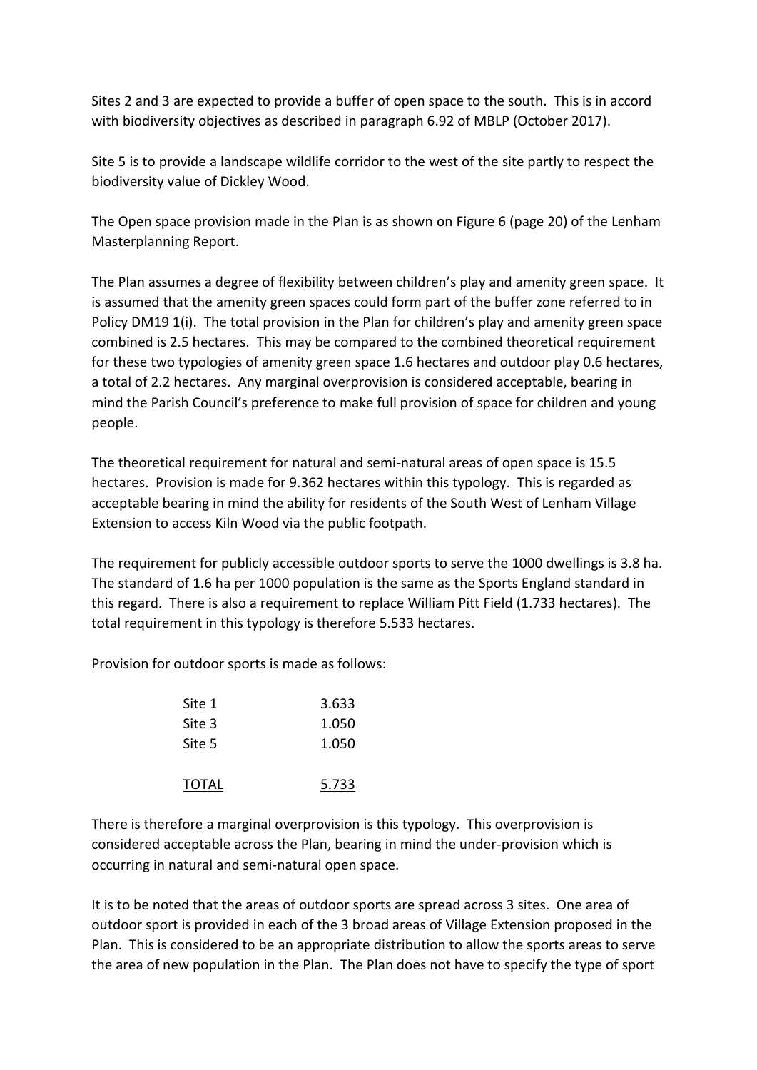Sites 2 and 3 are expected to provide a buffer of open space to the south. This is in accord with biodiversity objectives as described in paragraph 6.92 of MBLP (October 2017).

Site 5 is to provide a landscape wildlife corridor to the west of the site partly to respect the biodiversity value of Dickley Wood.

The Open space provision made in the Plan is as shown on Figure 6 (page 20) of the Lenham Masterplanning Report.

The Plan assumes a degree of flexibility between children's play and amenity green space. It is assumed that the amenity green spaces could form part of the buffer zone referred to in Policy DM19 1(i). The total provision in the Plan for children's play and amenity green space combined is 2.5 hectares. This may be compared to the combined theoretical requirement for these two typologies of amenity green space 1.6 hectares and outdoor play 0.6 hectares, a total of 2.2 hectares. Any marginal overprovision is considered acceptable, bearing in mind the Parish Council's preference to make full provision of space for children and young people.

The theoretical requirement for natural and semi-natural areas of open space is 15.5 hectares. Provision is made for 9.362 hectares within this typology. This is regarded as acceptable bearing in mind the ability for residents of the South West of Lenham Village Extension to access Kiln Wood via the public footpath.

The requirement for publicly accessible outdoor sports to serve the 1000 dwellings is 3.8 ha. The standard of 1.6 ha per 1000 population is the same as the Sports England standard in this regard. There is also a requirement to replace William Pitt Field (1.733 hectares). The total requirement in this typology is therefore 5.533 hectares.

Provision for outdoor sports is made as follows:

| | |
|---|---|
| Site 1 | 3.633 |
| Site 3 | 1.050 |
| Site 5 | 1.050 |
| <u>TOTAL</u> | <u>5.733</u> |

There is therefore a marginal overprovision is this typology. This overprovision is considered acceptable across the Plan, bearing in mind the under-provision which is occurring in natural and semi-natural open space.

It is to be noted that the areas of outdoor sports are spread across 3 sites. One area of outdoor sport is provided in each of the 3 broad areas of Village Extension proposed in the Plan. This is considered to be an appropriate distribution to allow the sports areas to serve the area of new population in the Plan. The Plan does not have to specify the type of sport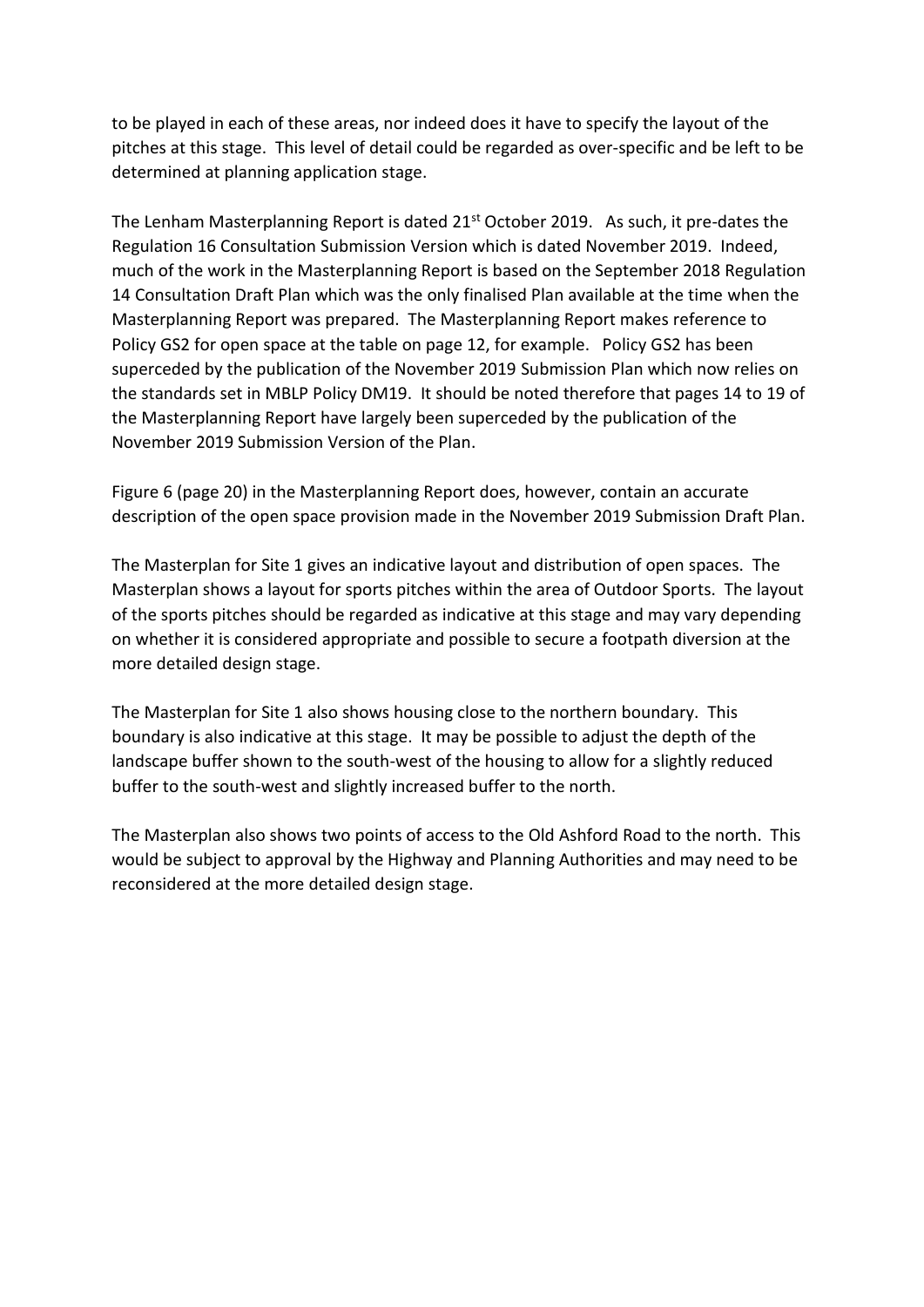to be played in each of these areas, nor indeed does it have to specify the layout of the pitches at this stage. This level of detail could be regarded as over-specific and be left to be determined at planning application stage.

The Lenham Masterplanning Report is dated 21st October 2019. As such, it pre-dates the Regulation 16 Consultation Submission Version which is dated November 2019. Indeed, much of the work in the Masterplanning Report is based on the September 2018 Regulation 14 Consultation Draft Plan which was the only finalised Plan available at the time when the Masterplanning Report was prepared. The Masterplanning Report makes reference to Policy GS2 for open space at the table on page 12, for example. Policy GS2 has been superceded by the publication of the November 2019 Submission Plan which now relies on the standards set in MBLP Policy DM19. It should be noted therefore that pages 14 to 19 of the Masterplanning Report have largely been superceded by the publication of the November 2019 Submission Version of the Plan.

Figure 6 (page 20) in the Masterplanning Report does, however, contain an accurate description of the open space provision made in the November 2019 Submission Draft Plan.

The Masterplan for Site 1 gives an indicative layout and distribution of open spaces. The Masterplan shows a layout for sports pitches within the area of Outdoor Sports. The layout of the sports pitches should be regarded as indicative at this stage and may vary depending on whether it is considered appropriate and possible to secure a footpath diversion at the more detailed design stage.

The Masterplan for Site 1 also shows housing close to the northern boundary. This boundary is also indicative at this stage. It may be possible to adjust the depth of the landscape buffer shown to the south-west of the housing to allow for a slightly reduced buffer to the south-west and slightly increased buffer to the north.

The Masterplan also shows two points of access to the Old Ashford Road to the north. This would be subject to approval by the Highway and Planning Authorities and may need to be reconsidered at the more detailed design stage.